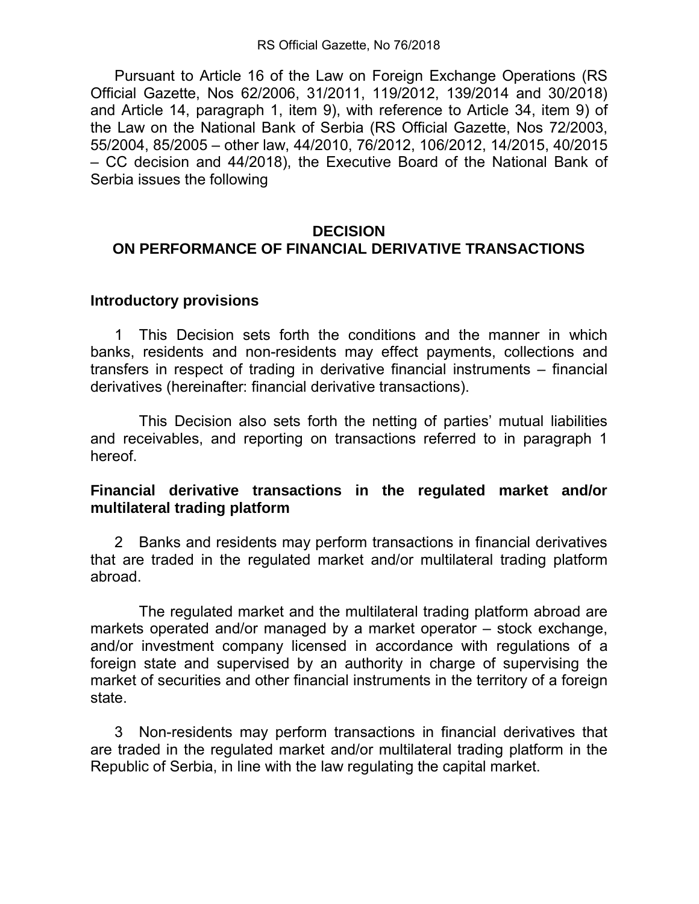RS Official Gazette, No 76/2018

Pursuant to Article 16 of the Law on Foreign Exchange Operations (RS Official Gazette, Nos 62/2006, 31/2011, 119/2012, 139/2014 and 30/2018) and Article 14, paragraph 1, item 9), with reference to Article 34, item 9) of the Law on the National Bank of Serbia (RS Official Gazette, Nos 72/2003, 55/2004, 85/2005 – other law, 44/2010, 76/2012, 106/2012, 14/2015, 40/2015 – CC decision and 44/2018), the Executive Board of the National Bank of Serbia issues the following

# DECISION
# ON PERFORMANCE OF FINANCIAL DERIVATIVE TRANSACTIONS

## Introductory provisions

1 This Decision sets forth the conditions and the manner in which banks, residents and non-residents may effect payments, collections and transfers in respect of trading in derivative financial instruments – financial derivatives (hereinafter: financial derivative transactions).

This Decision also sets forth the netting of parties' mutual liabilities and receivables, and reporting on transactions referred to in paragraph 1 hereof.

## Financial derivative transactions in the regulated market and/or multilateral trading platform

2 Banks and residents may perform transactions in financial derivatives that are traded in the regulated market and/or multilateral trading platform abroad.

The regulated market and the multilateral trading platform abroad are markets operated and/or managed by a market operator – stock exchange, and/or investment company licensed in accordance with regulations of a foreign state and supervised by an authority in charge of supervising the market of securities and other financial instruments in the territory of a foreign state.

3 Non-residents may perform transactions in financial derivatives that are traded in the regulated market and/or multilateral trading platform in the Republic of Serbia, in line with the law regulating the capital market.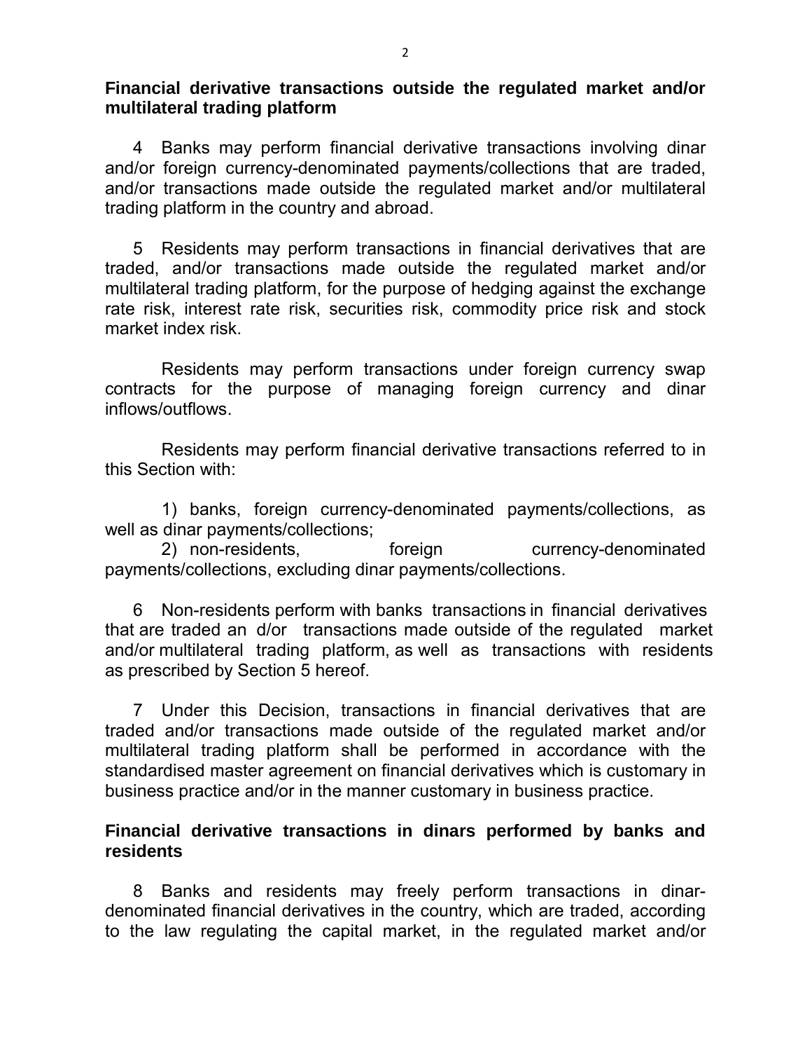**Financial derivative transactions outside the regulated market and/or multilateral trading platform**

4 Banks may perform financial derivative transactions involving dinar and/or foreign currency-denominated payments/collections that are traded, and/or transactions made outside the regulated market and/or multilateral trading platform in the country and abroad.

5 Residents may perform transactions in financial derivatives that are traded, and/or transactions made outside the regulated market and/or multilateral trading platform, for the purpose of hedging against the exchange rate risk, interest rate risk, securities risk, commodity price risk and stock market index risk.

Residents may perform transactions under foreign currency swap contracts for the purpose of managing foreign currency and dinar inflows/outflows.

Residents may perform financial derivative transactions referred to in this Section with:

1) banks, foreign currency-denominated payments/collections, as well as dinar payments/collections;
2) non-residents, foreign currency-denominated payments/collections, excluding dinar payments/collections.

6 Non-residents perform with banks transactions in financial derivatives that are traded an d/or transactions made outside of the regulated market and/or multilateral trading platform, as well as transactions with residents as prescribed by Section 5 hereof.

7 Under this Decision, transactions in financial derivatives that are traded and/or transactions made outside of the regulated market and/or multilateral trading platform shall be performed in accordance with the standardised master agreement on financial derivatives which is customary in business practice and/or in the manner customary in business practice.

**Financial derivative transactions in dinars performed by banks and residents**

8 Banks and residents may freely perform transactions in dinar-denominated financial derivatives in the country, which are traded, according to the law regulating the capital market, in the regulated market and/or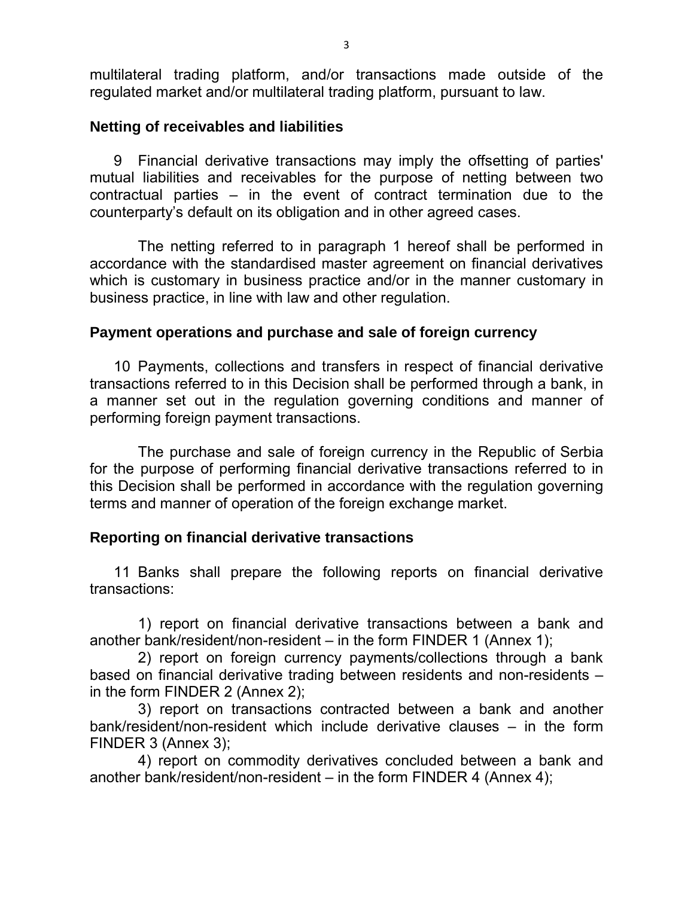multilateral trading platform, and/or transactions made outside of the regulated market and/or multilateral trading platform, pursuant to law.

### Netting of receivables and liabilities

9 Financial derivative transactions may imply the offsetting of parties' mutual liabilities and receivables for the purpose of netting between two contractual parties – in the event of contract termination due to the counterparty's default on its obligation and in other agreed cases.

The netting referred to in paragraph 1 hereof shall be performed in accordance with the standardised master agreement on financial derivatives which is customary in business practice and/or in the manner customary in business practice, in line with law and other regulation.

### Payment operations and purchase and sale of foreign currency

10 Payments, collections and transfers in respect of financial derivative transactions referred to in this Decision shall be performed through a bank, in a manner set out in the regulation governing conditions and manner of performing foreign payment transactions.

The purchase and sale of foreign currency in the Republic of Serbia for the purpose of performing financial derivative transactions referred to in this Decision shall be performed in accordance with the regulation governing terms and manner of operation of the foreign exchange market.

### Reporting on financial derivative transactions

11 Banks shall prepare the following reports on financial derivative transactions:

1) report on financial derivative transactions between a bank and another bank/resident/non-resident – in the form FINDER 1 (Annex 1);
2) report on foreign currency payments/collections through a bank based on financial derivative trading between residents and non-residents – in the form FINDER 2 (Annex 2);
3) report on transactions contracted between a bank and another bank/resident/non-resident which include derivative clauses – in the form FINDER 3 (Annex 3);
4) report on commodity derivatives concluded between a bank and another bank/resident/non-resident – in the form FINDER 4 (Annex 4);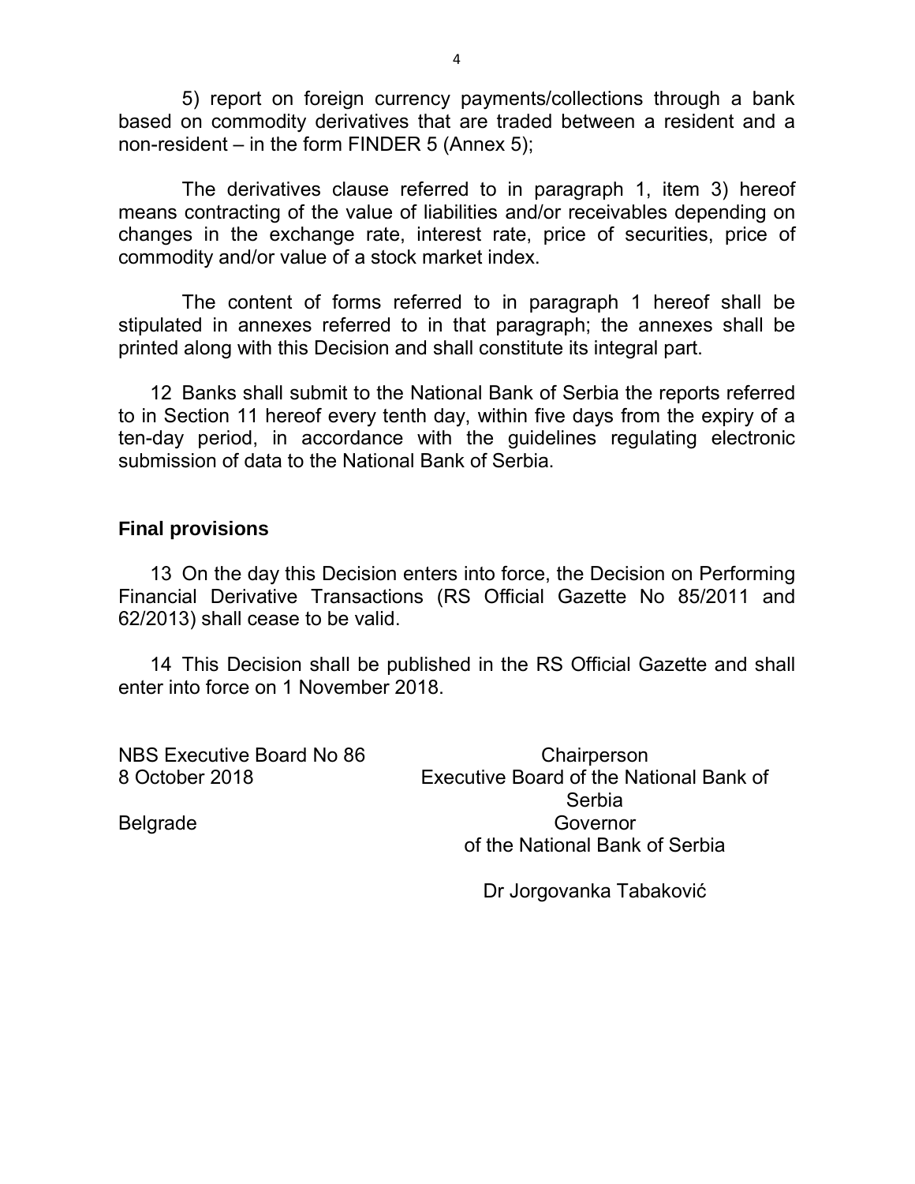5) report on foreign currency payments/collections through a bank based on commodity derivatives that are traded between a resident and a non-resident – in the form FINDER 5 (Annex 5);

The derivatives clause referred to in paragraph 1, item 3) hereof means contracting of the value of liabilities and/or receivables depending on changes in the exchange rate, interest rate, price of securities, price of commodity and/or value of a stock market index.

The content of forms referred to in paragraph 1 hereof shall be stipulated in annexes referred to in that paragraph; the annexes shall be printed along with this Decision and shall constitute its integral part.

12 Banks shall submit to the National Bank of Serbia the reports referred to in Section 11 hereof every tenth day, within five days from the expiry of a ten-day period, in accordance with the guidelines regulating electronic submission of data to the National Bank of Serbia.

## Final provisions

13 On the day this Decision enters into force, the Decision on Performing Financial Derivative Transactions (RS Official Gazette No 85/2011 and 62/2013) shall cease to be valid.

14 This Decision shall be published in the RS Official Gazette and shall enter into force on 1 November 2018.

NBS Executive Board No 86
8 October 2018
Belgrade

Chairperson
Executive Board of the National Bank of Serbia
Governor
of the National Bank of Serbia

Dr Jorgovanka Tabaković